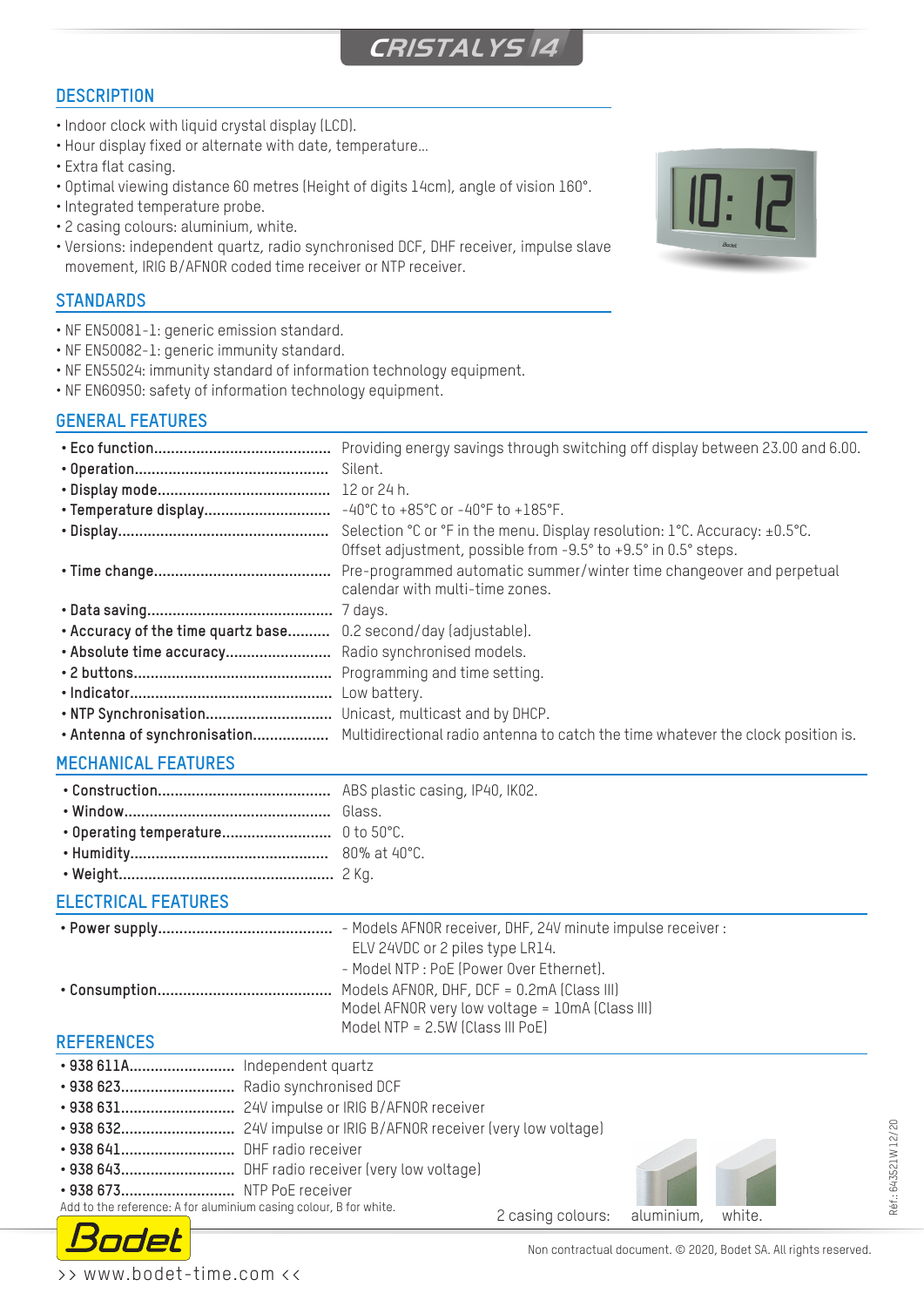# CRISTALYS 14

## DESCRIPTION

- Indoor clock with liquid crystal display (LCD).
- Hour display fixed or alternate with date, temperature...
- Extra flat casing.
- Optimal viewing distance 60 metres (Height of digits 14cm), angle of vision 160°.
- Integrated temperature probe.
- 2 casing colours: aluminium, white.
- Versions: independent quartz, radio synchronised DCF, DHF receiver, impulse slave movement, IRIG B/AFNOR coded time receiver or NTP receiver.

## STANDARDS

- NF EN50081-1: generic emission standard.
- NF EN50082-1: generic immunity standard.
- NF EN55024: immunity standard of information technology equipment.
- NF EN60950: safety of information technology equipment.

## GENERAL FEATURES

- **Eco function**: Providing energy savings through switching off display between 23.00 and 6.00.
- **Operation**: Silent.
- **Display mode**: 12 or 24 h.
- **Temperature display**: -40°C to +85°C or -40°F to +185°F.
- **Display**: Selection °C or °F in the menu. Display resolution: 1°C. Accuracy: ±0.5°C. Offset adjustment, possible from -9.5° to +9.5° in 0.5° steps.
- **Time change**: Pre-programmed automatic summer/winter time changeover and perpetual calendar with multi-time zones.
- **Data saving**: 7 days.
- **Accuracy of the time quartz base**: 0.2 second/day (adjustable).
- **Absolute time accuracy**: Radio synchronised models.
- **2 buttons**: Programming and time setting.
- **Indicator**: Low battery.
- **NTP Synchronisation**: Unicast, multicast and by DHCP.
- **Antenna of synchronisation**: Multidirectional radio antenna to catch the time whatever the clock position is.

## MECHANICAL FEATURES

- **Construction**: ABS plastic casing, IP40, IK02.
- **Window**: Glass.
- **Operating temperature**: 0 to 50°C.
- **Humidity**: 80% at 40°C.
- **Weight**: 2 Kg.

## ELECTRICAL FEATURES

- **Power supply**:
  - Models AFNOR receiver, DHF, 24V minute impulse receiver : ELV 24VDC or 2 piles type LR14.
  - Model NTP : PoE (Power Over Ethernet).
- **Consumption**: Models AFNOR, DHF, DCF = 0.2mA (Class III)
  Model AFNOR very low voltage = 10mA (Class III)
  Model NTP = 2.5W (Class III PoE)

## REFERENCES

- **938 611A**: Independent quartz
- **938 623**: Radio synchronised DCF
- **938 631**: 24V impulse or IRIG B/AFNOR receiver
- **938 632**: 24V impulse or IRIG B/AFNOR receiver (very low voltage)
- **938 641**: DHF radio receiver
- **938 643**: DHF radio receiver (very low voltage)
- **938 673**: NTP PoE receiver

Add to the reference: A for aluminium casing colour, B for white.

2 casing colours: aluminium, white.

Réf.: 643521W 12/20

Non contractual document. © 2020, Bodet SA. All rights reserved.

>> www.bodet-time.com <<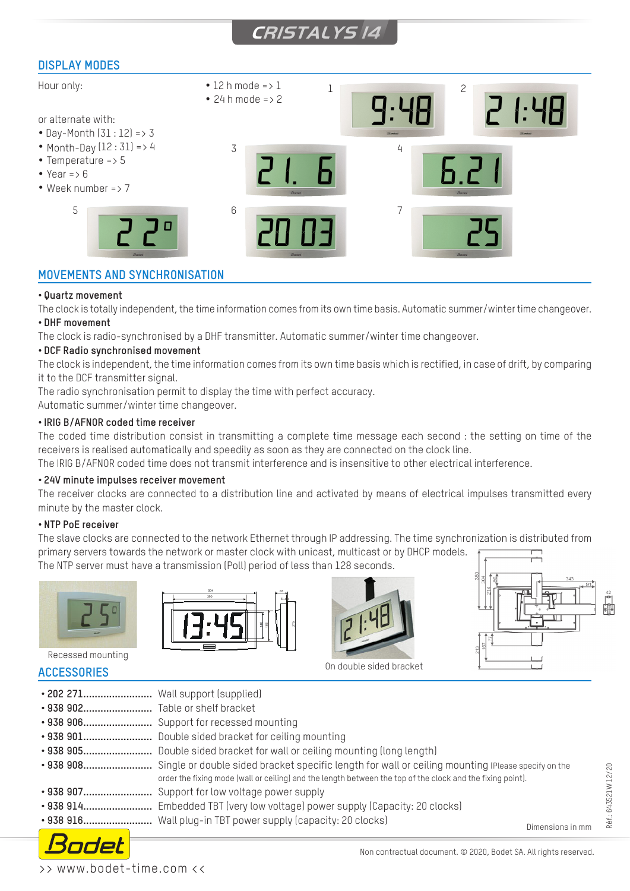# CRISTALYS 14

## DISPLAY MODES

Hour only:

- 12 h mode => 1
- 24 h mode => 2

or alternate with:

- Day-Month (31 : 12) => 3
- Month-Day (12 : 31) => 4
- Temperature => 5
- Year => 6
- Week number => 7

## MOVEMENTS AND SYNCHRONISATION

**• Quartz movement**

The clock is totally independent, the time information comes from its own time basis. Automatic summer/winter time changeover.

**• DHF movement**

The clock is radio-synchronised by a DHF transmitter. Automatic summer/winter time changeover.

**• DCF Radio synchronised movement**

The clock is independent, the time information comes from its own time basis which is rectified, in case of drift, by comparing it to the DCF transmitter signal.

The radio synchronisation permit to display the time with perfect accuracy.

Automatic summer/winter time changeover.

**• IRIG B/AFNOR coded time receiver**

The coded time distribution consist in transmitting a complete time message each second : the setting on time of the receivers is realised automatically and speedily as soon as they are connected on the clock line.

The IRIG B/AFNOR coded time does not transmit interference and is insensitive to other electrical interference.

**• 24V minute impulses receiver movement**

The receiver clocks are connected to a distribution line and activated by means of electrical impulses transmitted every minute by the master clock.

**• NTP PoE receiver**

The slave clocks are connected to the network Ethernet through IP addressing. The time synchronization is distributed from primary servers towards the network or master clock with unicast, multicast or by DHCP models.

The NTP server must have a transmission (Poll) period of less than 128 seconds.

Recessed mounting

On double sided bracket

Dimensions in mm

## ACCESSORIES

- **202 271**........................ Wall support (supplied)
- **938 902**........................ Table or shelf bracket
- **938 906**........................ Support for recessed mounting
- **938 901**........................ Double sided bracket for ceiling mounting
- **938 905**........................ Double sided bracket for wall or ceiling mounting (long length)
- **938 908**........................ Single or double sided bracket specific length for wall or ceiling mounting (Please specify on the order the fixing mode (wall or ceiling) and the length between the top of the clock and the fixing point).
- **938 907**........................ Support for low voltage power supply
- **938 914**........................ Embedded TBT (very low voltage) power supply (Capacity: 20 clocks)
- **938 916**........................ Wall plug-in TBT power supply (capacity: 20 clocks)

Réf.: 643521W 12/20

Non contractual document. © 2020, Bodet SA. All rights reserved.

>> www.bodet-time.com <<